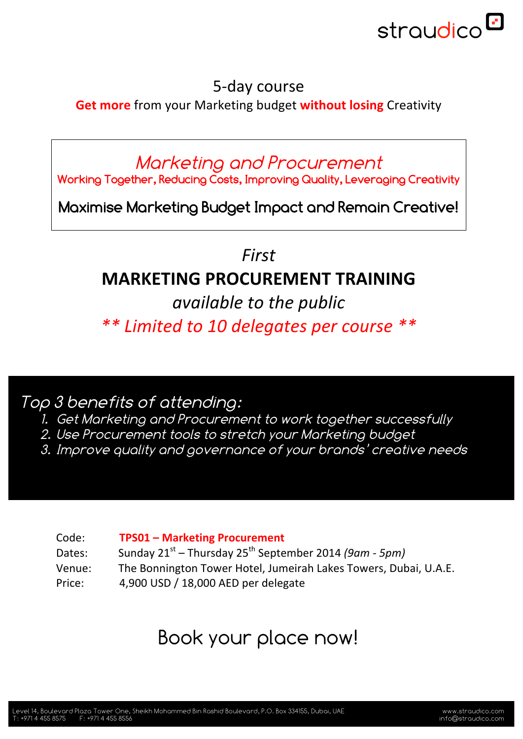straudico

5-day course

**Get more** from your Marketing budget **without losing** Creativity

# *Marketing and Procurement*

Working Together, Reducing Costs, Improving Quality, Leveraging Creativity

**Maximise Marketing Budget Impact and Remain Creative!**

*First*

## MARKETING PROCUREMENT TRAINING

*available to the public*

*\*\* Limited to 10 delegates per course \*\**

*Top 3 benefits of attending:*

1. *Get Marketing and Procurement to work together successfully*
2. *Use Procurement tools to stretch your Marketing budget*
3. *Improve quality and governance of your brands' creative needs*

| | |
|---|---|
| Code: | **TPS01 – Marketing Procurement** |
| Dates: | Sunday 21st – Thursday 25th September 2014 *(9am - 5pm)* |
| Venue: | The Bonnington Tower Hotel, Jumeirah Lakes Towers, Dubai, U.A.E. |
| Price: | 4,900 USD / 18,000 AED per delegate |

Book your place now!

Level 14, Boulevard Plaza Tower One, Sheikh Mohammed Bin Rashid Boulevard, P.O. Box 334155, Dubai, UAE
T: +971 4 455 8575 F: +971 4 455 8556

www.straudico.com
info@straudico.com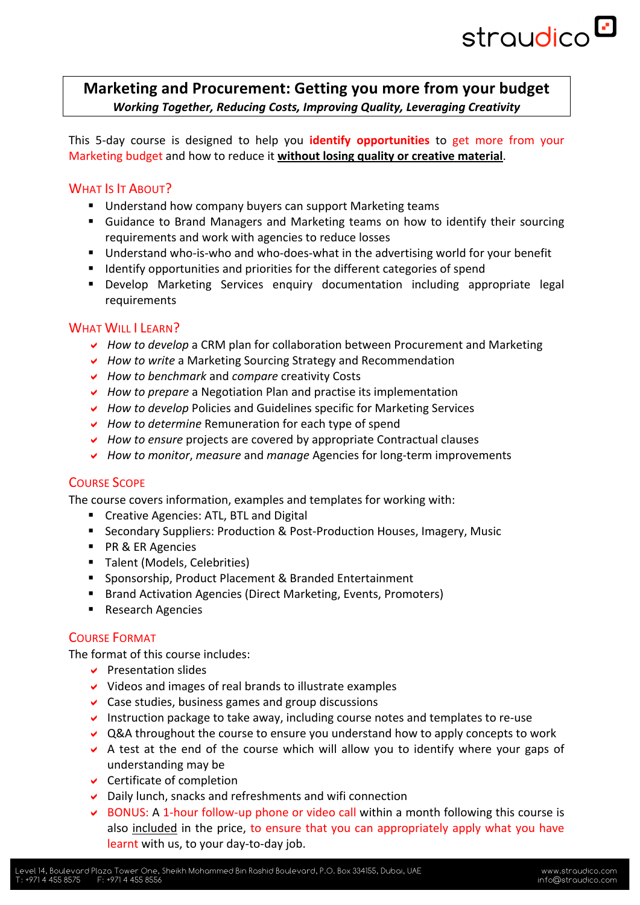# Marketing and Procurement: Getting you more from your budget

***Working Together, Reducing Costs, Improving Quality, Leveraging Creativity***

This 5-day course is designed to help you **identify opportunities** to get more from your Marketing budget and how to reduce it **without losing quality or creative material**.

## What Is It About?

- Understand how company buyers can support Marketing teams
- Guidance to Brand Managers and Marketing teams on how to identify their sourcing requirements and work with agencies to reduce losses
- Understand who-is-who and who-does-what in the advertising world for your benefit
- Identify opportunities and priorities for the different categories of spend
- Develop Marketing Services enquiry documentation including appropriate legal requirements

## What Will I Learn?

- ✔ *How to develop* a CRM plan for collaboration between Procurement and Marketing
- ✔ *How to write* a Marketing Sourcing Strategy and Recommendation
- ✔ *How to benchmark* and *compare* creativity Costs
- ✔ *How to prepare* a Negotiation Plan and practise its implementation
- ✔ *How to develop* Policies and Guidelines specific for Marketing Services
- ✔ *How to determine* Remuneration for each type of spend
- ✔ *How to ensure* projects are covered by appropriate Contractual clauses
- ✔ *How to monitor*, *measure* and *manage* Agencies for long-term improvements

## Course Scope

The course covers information, examples and templates for working with:

- Creative Agencies: ATL, BTL and Digital
- Secondary Suppliers: Production & Post-Production Houses, Imagery, Music
- PR & ER Agencies
- Talent (Models, Celebrities)
- Sponsorship, Product Placement & Branded Entertainment
- Brand Activation Agencies (Direct Marketing, Events, Promoters)
- Research Agencies

## Course Format

The format of this course includes:

- ✔ Presentation slides
- ✔ Videos and images of real brands to illustrate examples
- ✔ Case studies, business games and group discussions
- ✔ Instruction package to take away, including course notes and templates to re-use
- ✔ Q&A throughout the course to ensure you understand how to apply concepts to work
- ✔ A test at the end of the course which will allow you to identify where your gaps of understanding may be
- ✔ Certificate of completion
- ✔ Daily lunch, snacks and refreshments and wifi connection
- ✔ BONUS: A 1-hour follow-up phone or video call within a month following this course is also included in the price, to ensure that you can appropriately apply what you have learnt with us, to your day-to-day job.

Level 14, Boulevard Plaza Tower One, Sheikh Mohammed Bin Rashid Boulevard, P.O. Box 334155, Dubai, UAE
T: +971 4 455 8575 F: +971 4 455 8556
www.straudico.com
info@straudico.com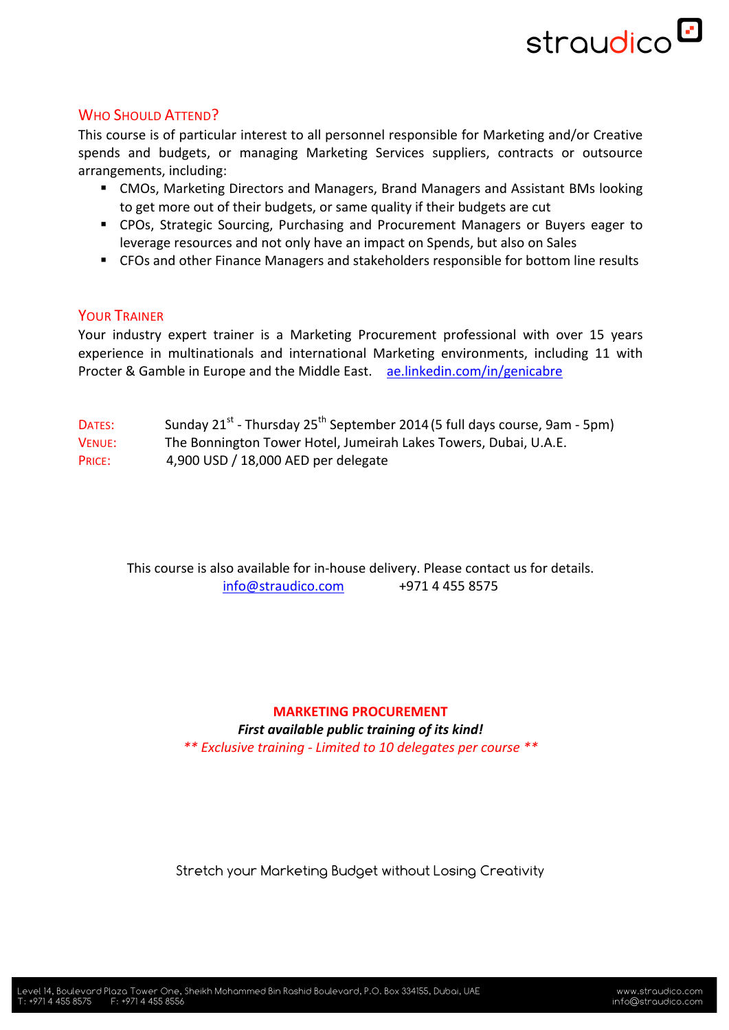## Who Should Attend?

This course is of particular interest to all personnel responsible for Marketing and/or Creative spends and budgets, or managing Marketing Services suppliers, contracts or outsource arrangements, including:

- CMOs, Marketing Directors and Managers, Brand Managers and Assistant BMs looking to get more out of their budgets, or same quality if their budgets are cut
- CPOs, Strategic Sourcing, Purchasing and Procurement Managers or Buyers eager to leverage resources and not only have an impact on Spends, but also on Sales
- CFOs and other Finance Managers and stakeholders responsible for bottom line results

## Your Trainer

Your industry expert trainer is a Marketing Procurement professional with over 15 years experience in multinationals and international Marketing environments, including 11 with Procter & Gamble in Europe and the Middle East. ae.linkedin.com/in/genicabre

**Dates:** Sunday 21st - Thursday 25th September 2014 (5 full days course, 9am - 5pm)
**Venue:** The Bonnington Tower Hotel, Jumeirah Lakes Towers, Dubai, U.A.E.
**Price:** 4,900 USD / 18,000 AED per delegate

This course is also available for in-house delivery. Please contact us for details.
info@straudico.com +971 4 455 8575

**MARKETING PROCUREMENT**

***First available public training of its kind!***

*\*\* Exclusive training - Limited to 10 delegates per course \*\**

Stretch your Marketing Budget without Losing Creativity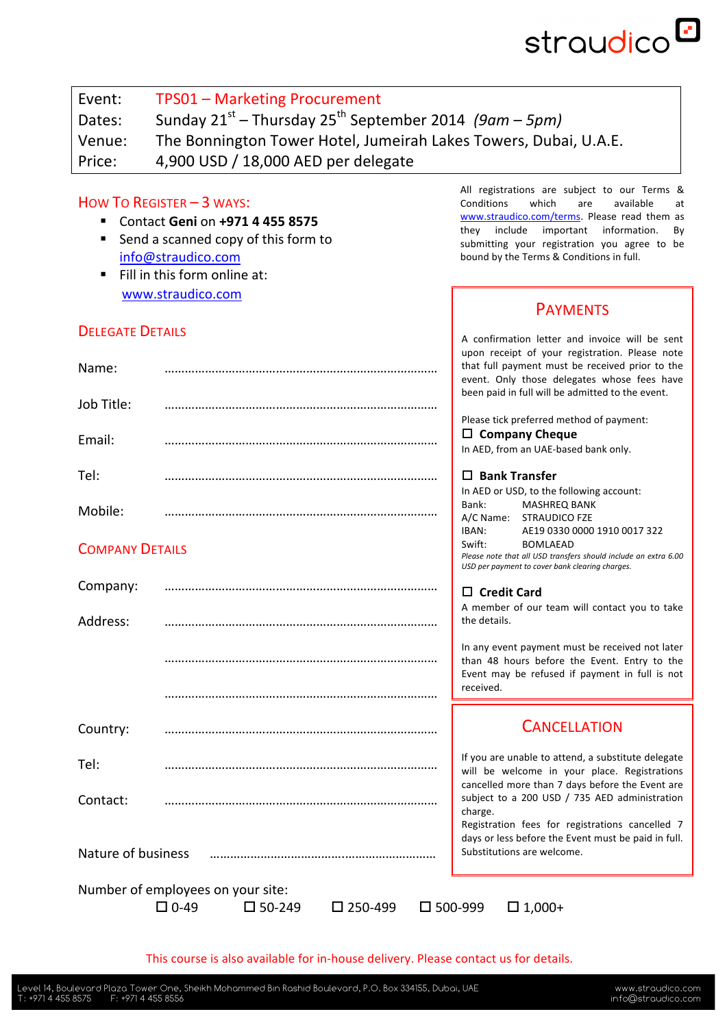straudico

| | |
|---|---|
| Event: | TPS01 – Marketing Procurement |
| Dates: | Sunday 21st – Thursday 25th September 2014 *(9am – 5pm)* |
| Venue: | The Bonnington Tower Hotel, Jumeirah Lakes Towers, Dubai, U.A.E. |
| Price: | 4,900 USD / 18,000 AED per delegate |

## How To Register – 3 ways:

- Contact **Geni** on **+971 4 455 8575**
- Send a scanned copy of this form to info@straudico.com
- Fill in this form online at: www.straudico.com

All registrations are subject to our Terms & Conditions which are available at www.straudico.com/terms. Please read them as they include important information. By submitting your registration you agree to be bound by the Terms & Conditions in full.

## Delegate Details

Name: ........................................................................................

Job Title: ........................................................................................

Email: ........................................................................................

Tel: ........................................................................................

Mobile: ........................................................................................

## Company Details

Company: ........................................................................................

Address: ........................................................................................

........................................................................................

........................................................................................

Country: ........................................................................................

Tel: ........................................................................................

Contact: ........................................................................................

Nature of business ..........................................................................

Number of employees on your site:

☐ 0-49 ☐ 50-249 ☐ 250-499 ☐ 500-999 ☐ 1,000+

## Payments

A confirmation letter and invoice will be sent upon receipt of your registration. Please note that full payment must be received prior to the event. Only those delegates whose fees have been paid in full will be admitted to the event.

Please tick preferred method of payment:

☐ **Company Cheque**

In AED, from an UAE-based bank only.

☐ **Bank Transfer**

In AED or USD, to the following account:

| | |
|---|---|
| Bank: | MASHREQ BANK |
| A/C Name: | STRAUDICO FZE |
| IBAN: | AE19 0330 0000 1910 0017 322 |
| Swift: | BOMLAEAD |

*Please note that all USD transfers should include an extra 6.00 USD per payment to cover bank clearing charges.*

☐ **Credit Card**

A member of our team will contact you to take the details.

In any event payment must be received not later than 48 hours before the Event. Entry to the Event may be refused if payment in full is not received.

## Cancellation

If you are unable to attend, a substitute delegate will be welcome in your place. Registrations cancelled more than 7 days before the Event are subject to a 200 USD / 735 AED administration charge.

Registration fees for registrations cancelled 7 days or less before the Event must be paid in full. Substitutions are welcome.

This course is also available for in-house delivery. Please contact us for details.

Level 14, Boulevard Plaza Tower One, Sheikh Mohammed Bin Rashid Boulevard, P.O. Box 334155, Dubai, UAE
T: +971 4 455 8575 F: +971 4 455 8556

www.straudico.com
info@straudico.com